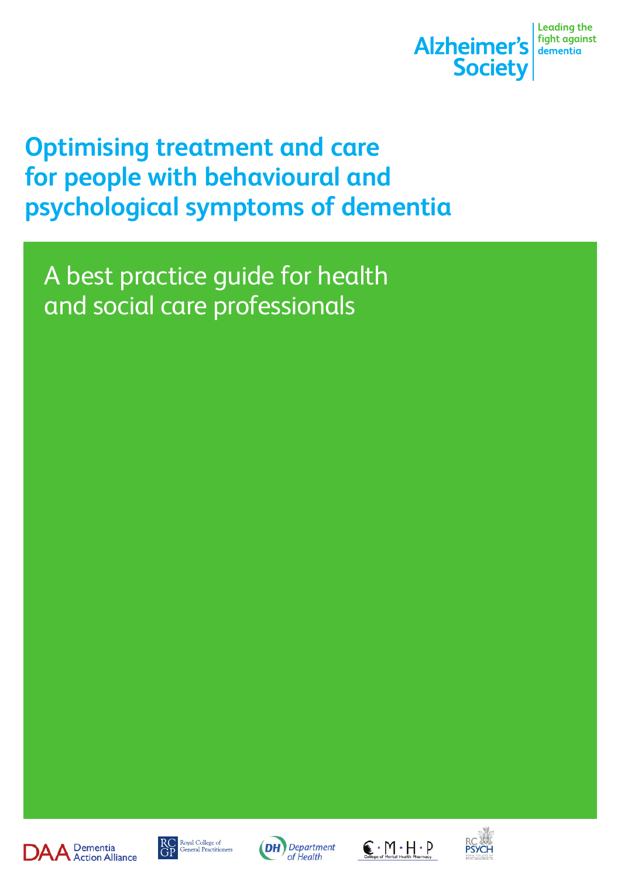Alzheimer's Society

Leading the fight against dementia

# Optimising treatment and care for people with behavioural and psychological symptoms of dementia

## A best practice guide for health and social care professionals

Dementia Action Alliance

Royal College of General Practitioners

Department of Health

College of Mental Health Pharmacy

Royal College of Psychiatrists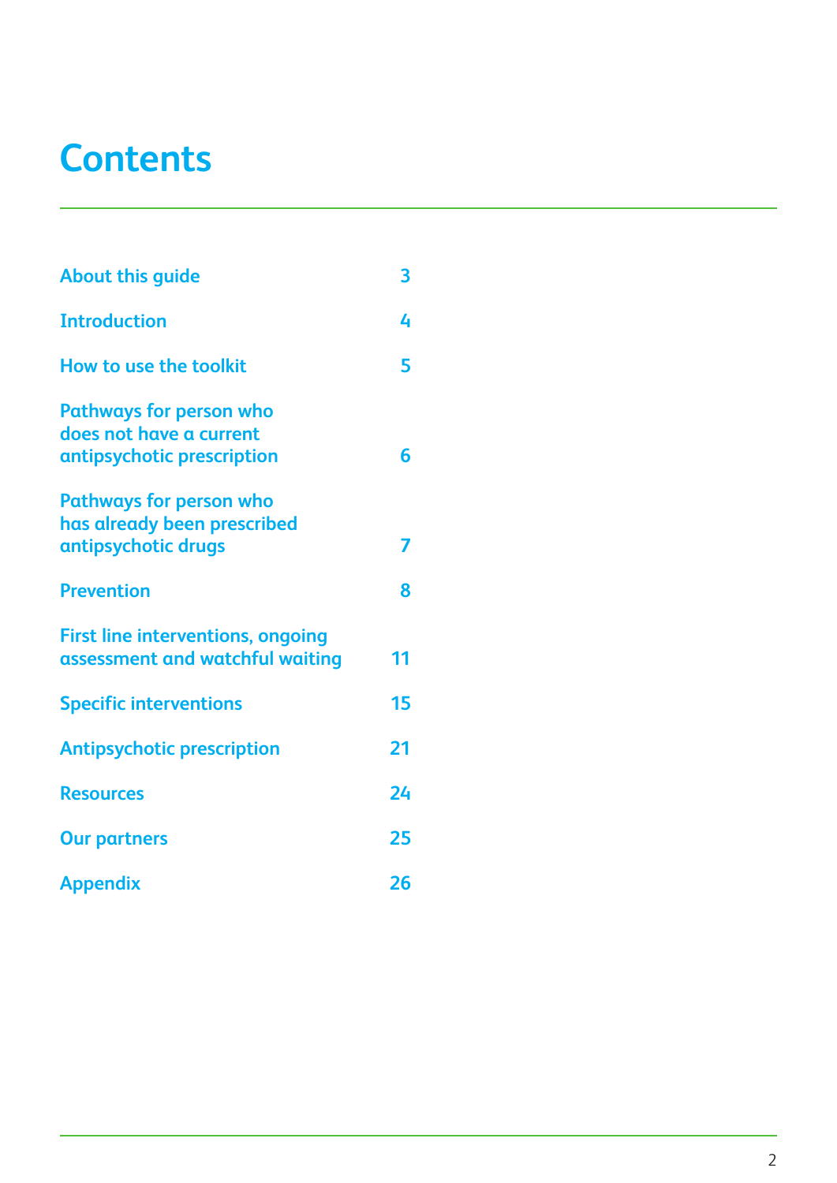# Contents

| | |
|---|---|
| About this guide | 3 |
| Introduction | 4 |
| How to use the toolkit | 5 |
| Pathways for person who does not have a current antipsychotic prescription | 6 |
| Pathways for person who has already been prescribed antipsychotic drugs | 7 |
| Prevention | 8 |
| First line interventions, ongoing assessment and watchful waiting | 11 |
| Specific interventions | 15 |
| Antipsychotic prescription | 21 |
| Resources | 24 |
| Our partners | 25 |
| Appendix | 26 |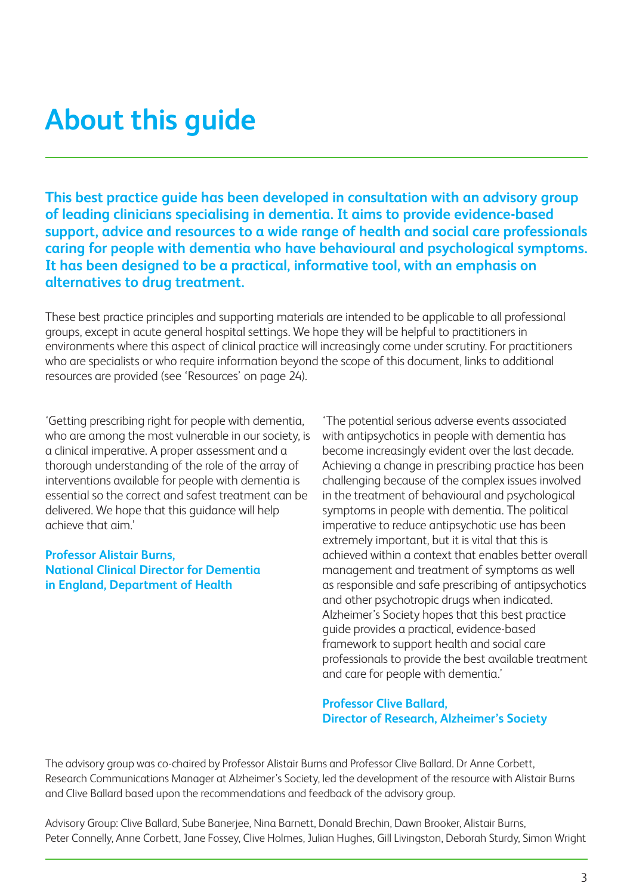# About this guide

**This best practice guide has been developed in consultation with an advisory group of leading clinicians specialising in dementia. It aims to provide evidence-based support, advice and resources to a wide range of health and social care professionals caring for people with dementia who have behavioural and psychological symptoms. It has been designed to be a practical, informative tool, with an emphasis on alternatives to drug treatment.**

These best practice principles and supporting materials are intended to be applicable to all professional groups, except in acute general hospital settings. We hope they will be helpful to practitioners in environments where this aspect of clinical practice will increasingly come under scrutiny. For practitioners who are specialists or who require information beyond the scope of this document, links to additional resources are provided (see 'Resources' on page 24).

'Getting prescribing right for people with dementia, who are among the most vulnerable in our society, is a clinical imperative. A proper assessment and a thorough understanding of the role of the array of interventions available for people with dementia is essential so the correct and safest treatment can be delivered. We hope that this guidance will help achieve that aim.'

**Professor Alistair Burns,**
**National Clinical Director for Dementia in England, Department of Health**

'The potential serious adverse events associated with antipsychotics in people with dementia has become increasingly evident over the last decade. Achieving a change in prescribing practice has been challenging because of the complex issues involved in the treatment of behavioural and psychological symptoms in people with dementia. The political imperative to reduce antipsychotic use has been extremely important, but it is vital that this is achieved within a context that enables better overall management and treatment of symptoms as well as responsible and safe prescribing of antipsychotics and other psychotropic drugs when indicated. Alzheimer's Society hopes that this best practice guide provides a practical, evidence-based framework to support health and social care professionals to provide the best available treatment and care for people with dementia.'

**Professor Clive Ballard,**
**Director of Research, Alzheimer's Society**

The advisory group was co-chaired by Professor Alistair Burns and Professor Clive Ballard. Dr Anne Corbett, Research Communications Manager at Alzheimer's Society, led the development of the resource with Alistair Burns and Clive Ballard based upon the recommendations and feedback of the advisory group.

Advisory Group: Clive Ballard, Sube Banerjee, Nina Barnett, Donald Brechin, Dawn Brooker, Alistair Burns, Peter Connelly, Anne Corbett, Jane Fossey, Clive Holmes, Julian Hughes, Gill Livingston, Deborah Sturdy, Simon Wright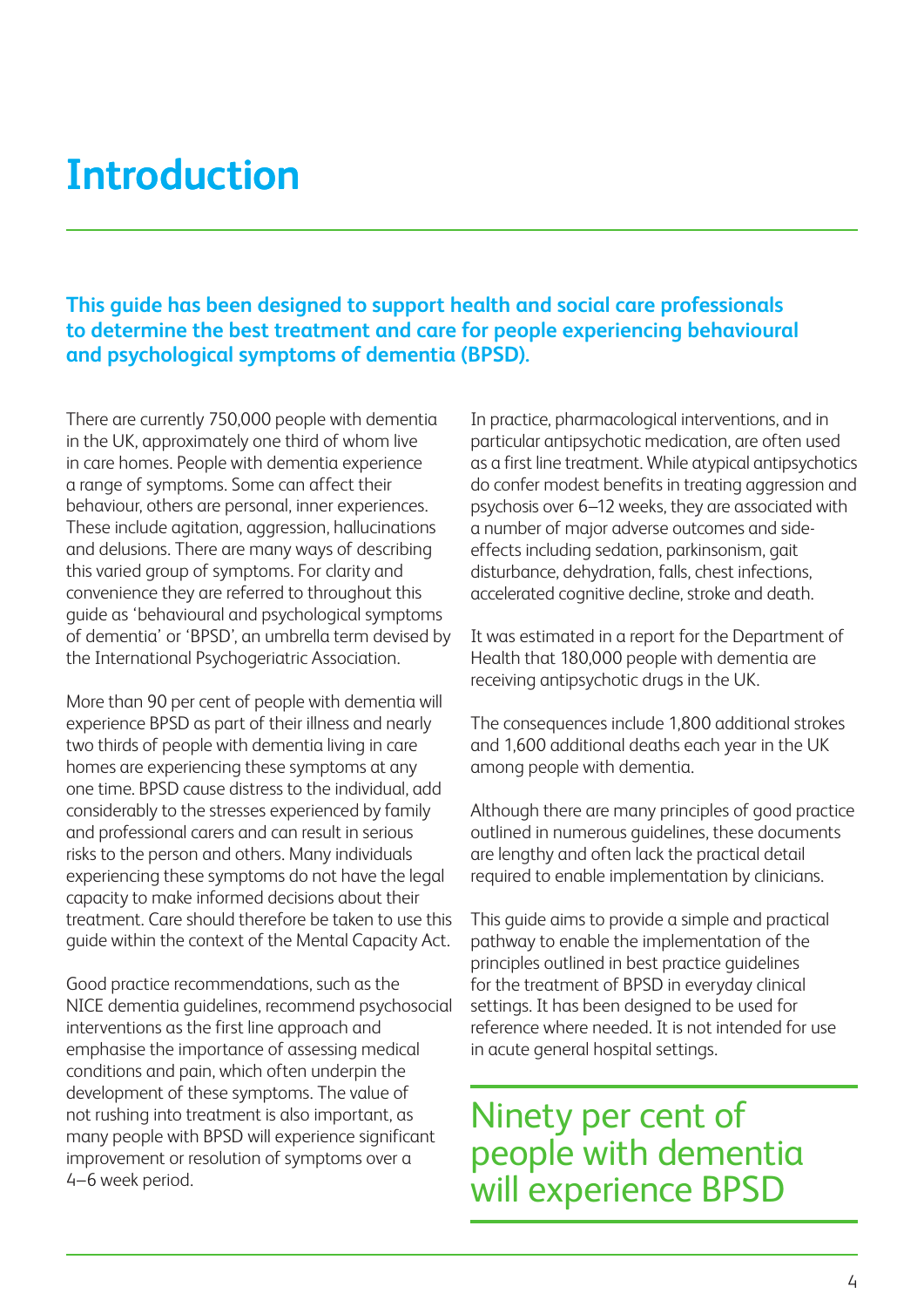# Introduction

**This guide has been designed to support health and social care professionals to determine the best treatment and care for people experiencing behavioural and psychological symptoms of dementia (BPSD).**

There are currently 750,000 people with dementia in the UK, approximately one third of whom live in care homes. People with dementia experience a range of symptoms. Some can affect their behaviour, others are personal, inner experiences. These include agitation, aggression, hallucinations and delusions. There are many ways of describing this varied group of symptoms. For clarity and convenience they are referred to throughout this guide as 'behavioural and psychological symptoms of dementia' or 'BPSD', an umbrella term devised by the International Psychogeriatric Association.

More than 90 per cent of people with dementia will experience BPSD as part of their illness and nearly two thirds of people with dementia living in care homes are experiencing these symptoms at any one time. BPSD cause distress to the individual, add considerably to the stresses experienced by family and professional carers and can result in serious risks to the person and others. Many individuals experiencing these symptoms do not have the legal capacity to make informed decisions about their treatment. Care should therefore be taken to use this guide within the context of the Mental Capacity Act.

Good practice recommendations, such as the NICE dementia guidelines, recommend psychosocial interventions as the first line approach and emphasise the importance of assessing medical conditions and pain, which often underpin the development of these symptoms. The value of not rushing into treatment is also important, as many people with BPSD will experience significant improvement or resolution of symptoms over a 4–6 week period.

In practice, pharmacological interventions, and in particular antipsychotic medication, are often used as a first line treatment. While atypical antipsychotics do confer modest benefits in treating aggression and psychosis over 6–12 weeks, they are associated with a number of major adverse outcomes and side-effects including sedation, parkinsonism, gait disturbance, dehydration, falls, chest infections, accelerated cognitive decline, stroke and death.

It was estimated in a report for the Department of Health that 180,000 people with dementia are receiving antipsychotic drugs in the UK.

The consequences include 1,800 additional strokes and 1,600 additional deaths each year in the UK among people with dementia.

Although there are many principles of good practice outlined in numerous guidelines, these documents are lengthy and often lack the practical detail required to enable implementation by clinicians.

This guide aims to provide a simple and practical pathway to enable the implementation of the principles outlined in best practice guidelines for the treatment of BPSD in everyday clinical settings. It has been designed to be used for reference where needed. It is not intended for use in acute general hospital settings.

> Ninety per cent of people with dementia will experience BPSD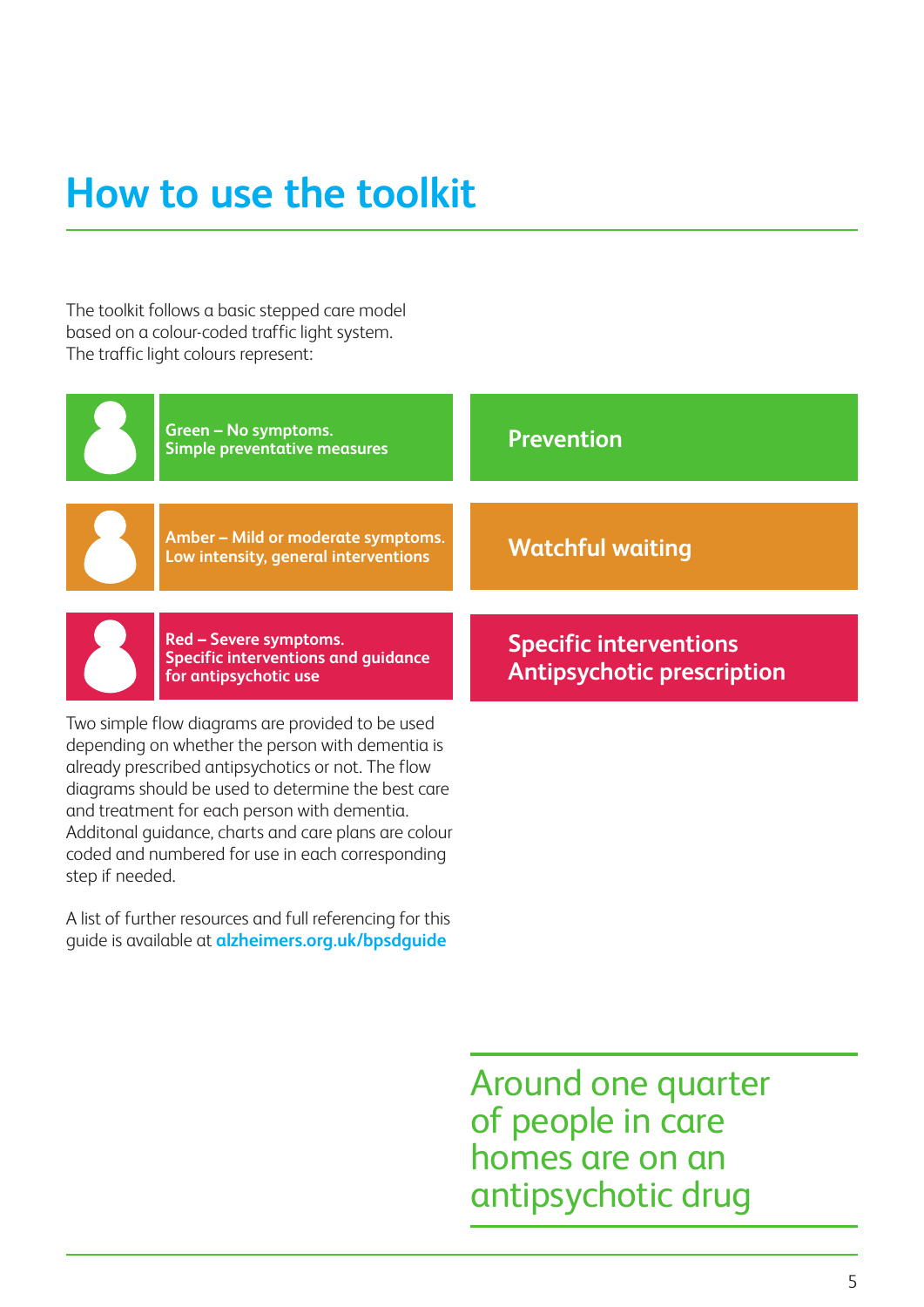# How to use the toolkit

The toolkit follows a basic stepped care model based on a colour-coded traffic light system. The traffic light colours represent:

| | |
|---|---|
| **Green – No symptoms. Simple preventative measures** | **Prevention** |
| **Amber – Mild or moderate symptoms. Low intensity, general interventions** | **Watchful waiting** |
| **Red – Severe symptoms. Specific interventions and guidance for antipsychotic use** | **Specific interventions Antipsychotic prescription** |

Two simple flow diagrams are provided to be used depending on whether the person with dementia is already prescribed antipsychotics or not. The flow diagrams should be used to determine the best care and treatment for each person with dementia. Additonal guidance, charts and care plans are colour coded and numbered for use in each corresponding step if needed.

A list of further resources and full referencing for this guide is available at **alzheimers.org.uk/bpsdguide**

Around one quarter of people in care homes are on an antipsychotic drug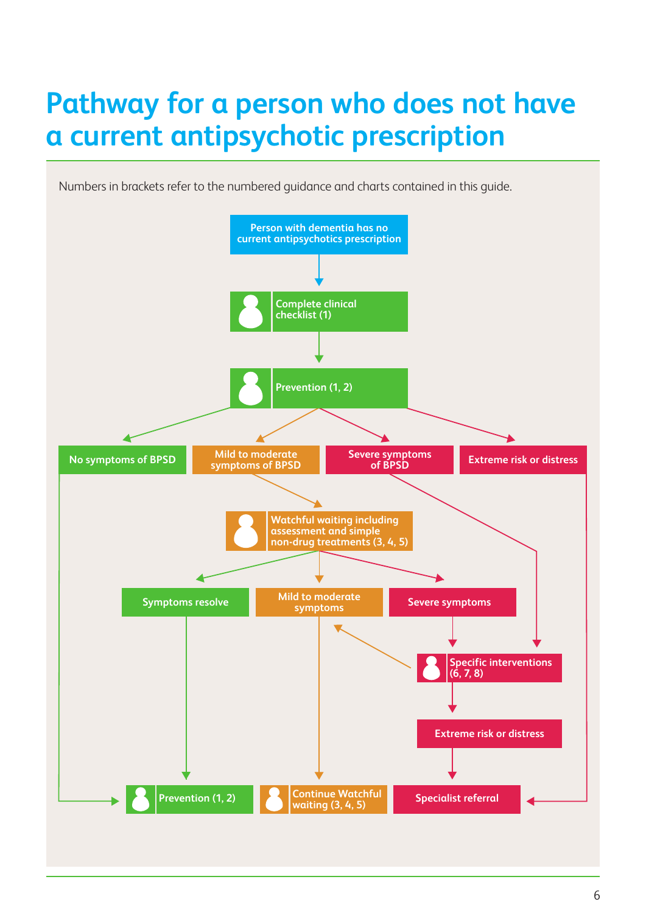# Pathway for a person who does not have a current antipsychotic prescription

Numbers in brackets refer to the numbered guidance and charts contained in this guide.

- Person with dementia has no current antipsychotics prescription
  - → Complete clinical checklist (1)
    - → Prevention (1, 2)
      - → No symptoms of BPSD
        - → Prevention (1, 2)
      - → Mild to moderate symptoms of BPSD
        - → Watchful waiting including assessment and simple non-drug treatments (3, 4, 5)
          - → Symptoms resolve
            - → Prevention (1, 2)
          - → Mild to moderate symptoms
            - → Continue Watchful waiting (3, 4, 5)
          - → Severe symptoms
            - → Specific interventions (6, 7, 8)
      - → Severe symptoms of BPSD
        - → Specific interventions (6, 7, 8)
          - → Mild to moderate symptoms
          - → Extreme risk or distress
            - → Specialist referral
      - → Extreme risk or distress
        - → Specialist referral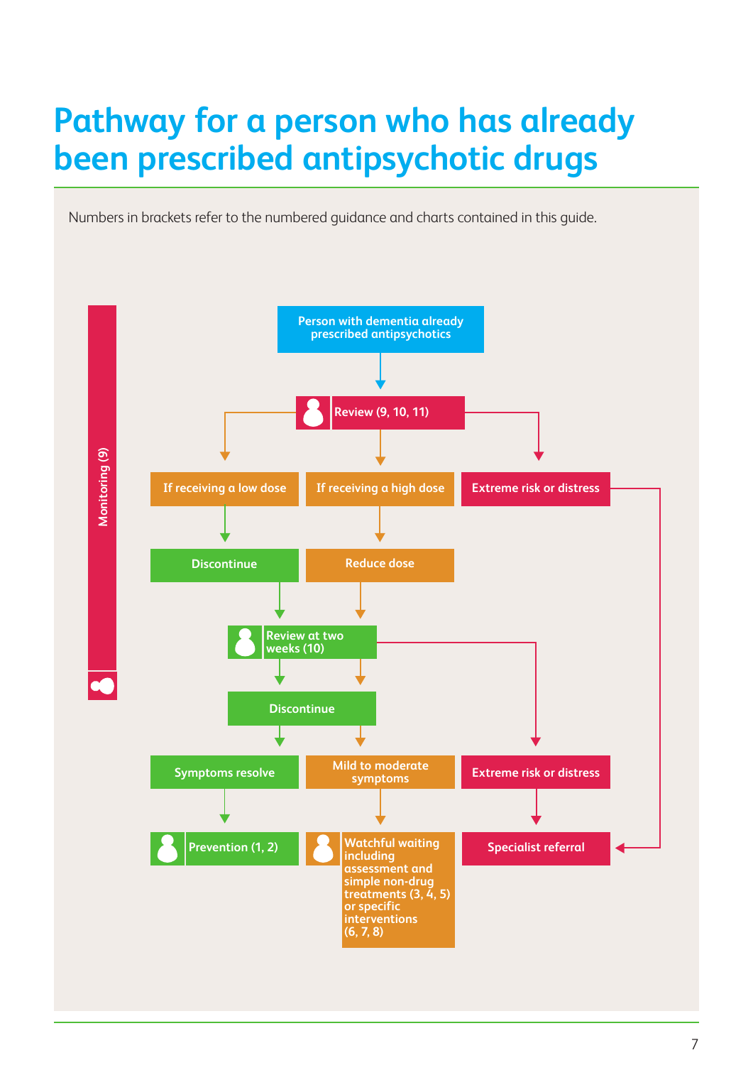# Pathway for a person who has already been prescribed antipsychotic drugs

Numbers in brackets refer to the numbered guidance and charts contained in this guide.

Monitoring (9)

Person with dementia already prescribed antipsychotics

Review (9, 10, 11)

If receiving a low dose

If receiving a high dose

Extreme risk or distress

Discontinue

Reduce dose

Review at two weeks (10)

Discontinue

Symptoms resolve

Mild to moderate symptoms

Extreme risk or distress

Prevention (1, 2)

Watchful waiting including assessment and simple non-drug treatments (3, 4, 5) or specific interventions (6, 7, 8)

Specialist referral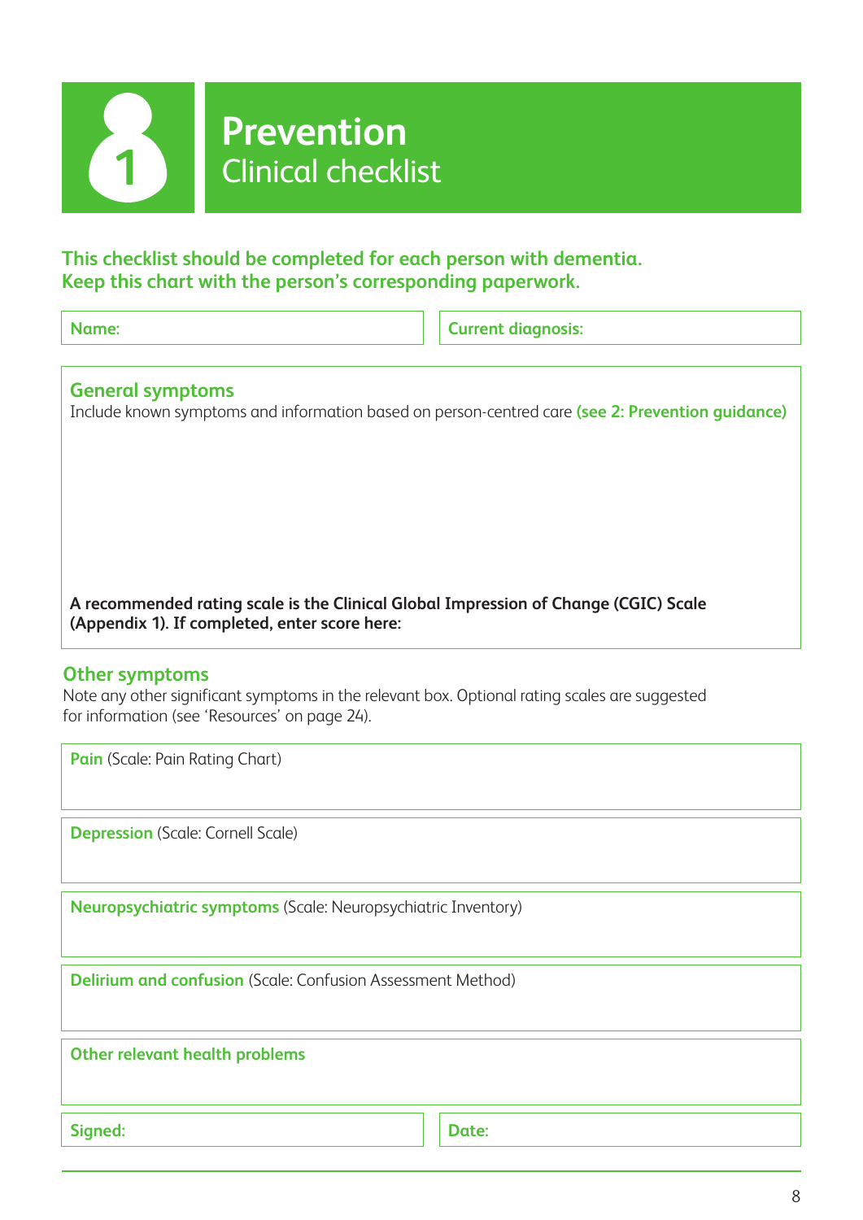# 1 Prevention

## Clinical checklist

**This checklist should be completed for each person with dementia. Keep this chart with the person's corresponding paperwork.**

**Name:**

**Current diagnosis:**

### General symptoms

Include known symptoms and information based on person-centred care **(see 2: Prevention guidance)**

**A recommended rating scale is the Clinical Global Impression of Change (CGIC) Scale (Appendix 1). If completed, enter score here:**

### Other symptoms

Note any other significant symptoms in the relevant box. Optional rating scales are suggested for information (see 'Resources' on page 24).

**Pain** (Scale: Pain Rating Chart)

**Depression** (Scale: Cornell Scale)

**Neuropsychiatric symptoms** (Scale: Neuropsychiatric Inventory)

**Delirium and confusion** (Scale: Confusion Assessment Method)

**Other relevant health problems**

**Signed:**

**Date:**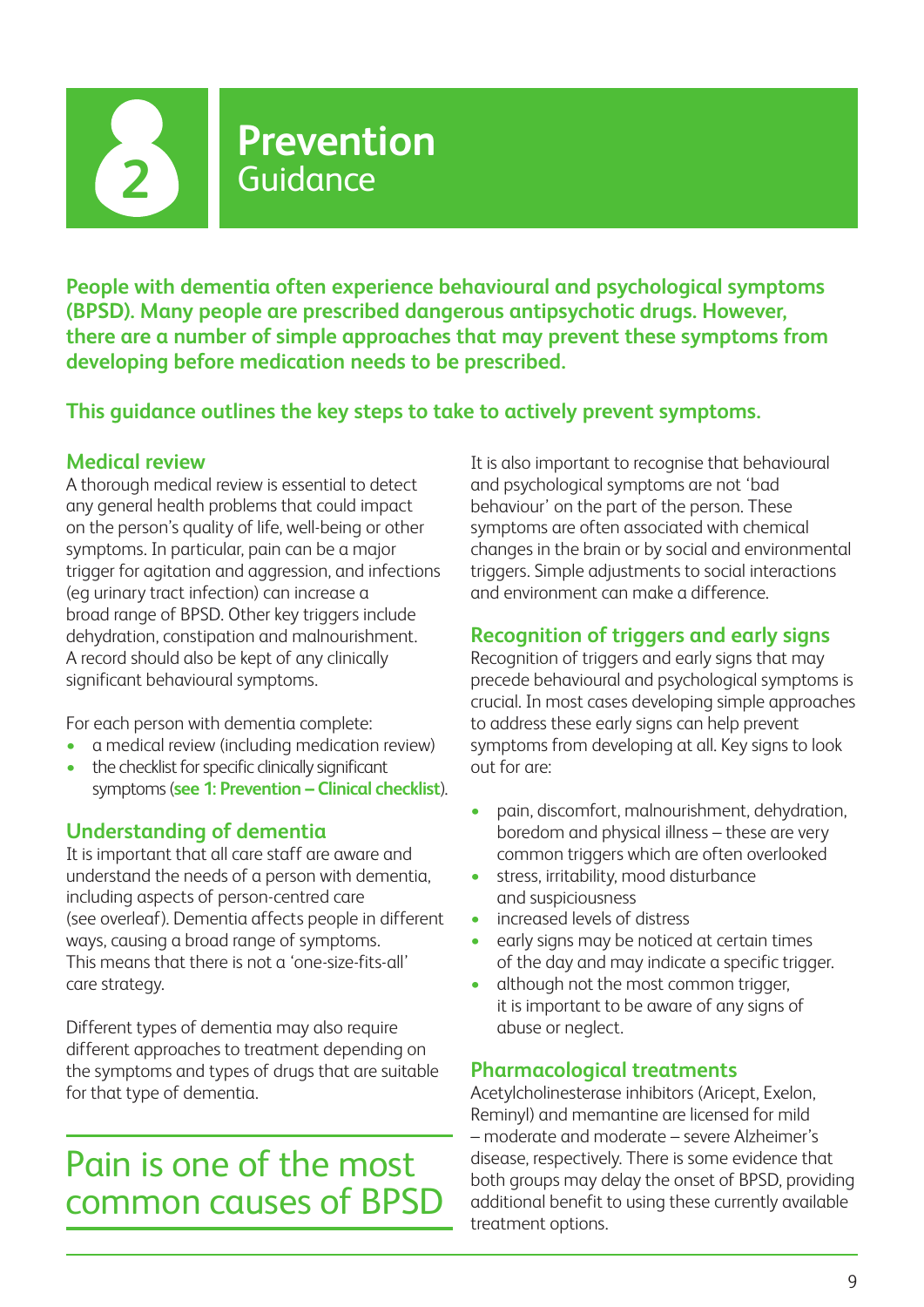# 2 Prevention

## Guidance

**People with dementia often experience behavioural and psychological symptoms (BPSD). Many people are prescribed dangerous antipsychotic drugs. However, there are a number of simple approaches that may prevent these symptoms from developing before medication needs to be prescribed.**

**This guidance outlines the key steps to take to actively prevent symptoms.**

### Medical review

A thorough medical review is essential to detect any general health problems that could impact on the person's quality of life, well-being or other symptoms. In particular, pain can be a major trigger for agitation and aggression, and infections (eg urinary tract infection) can increase a broad range of BPSD. Other key triggers include dehydration, constipation and malnourishment. A record should also be kept of any clinically significant behavioural symptoms.

For each person with dementia complete:

- a medical review (including medication review)
- the checklist for specific clinically significant symptoms (**see 1: Prevention – Clinical checklist**).

### Understanding of dementia

It is important that all care staff are aware and understand the needs of a person with dementia, including aspects of person-centred care (see overleaf). Dementia affects people in different ways, causing a broad range of symptoms. This means that there is not a 'one-size-fits-all' care strategy.

Different types of dementia may also require different approaches to treatment depending on the symptoms and types of drugs that are suitable for that type of dementia.

Pain is one of the most common causes of BPSD

It is also important to recognise that behavioural and psychological symptoms are not 'bad behaviour' on the part of the person. These symptoms are often associated with chemical changes in the brain or by social and environmental triggers. Simple adjustments to social interactions and environment can make a difference.

### Recognition of triggers and early signs

Recognition of triggers and early signs that may precede behavioural and psychological symptoms is crucial. In most cases developing simple approaches to address these early signs can help prevent symptoms from developing at all. Key signs to look out for are:

- pain, discomfort, malnourishment, dehydration, boredom and physical illness – these are very common triggers which are often overlooked
- stress, irritability, mood disturbance and suspiciousness
- increased levels of distress
- early signs may be noticed at certain times of the day and may indicate a specific trigger.
- although not the most common trigger, it is important to be aware of any signs of abuse or neglect.

### Pharmacological treatments

Acetylcholinesterase inhibitors (Aricept, Exelon, Reminyl) and memantine are licensed for mild – moderate and moderate – severe Alzheimer's disease, respectively. There is some evidence that both groups may delay the onset of BPSD, providing additional benefit to using these currently available treatment options.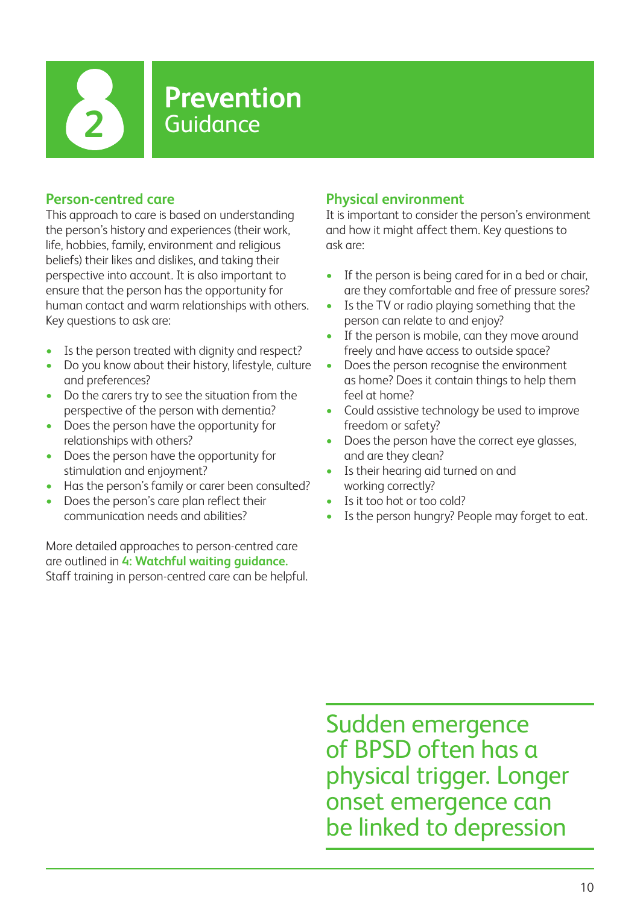# 2 Prevention Guidance

## Person-centred care

This approach to care is based on understanding the person's history and experiences (their work, life, hobbies, family, environment and religious beliefs) their likes and dislikes, and taking their perspective into account. It is also important to ensure that the person has the opportunity for human contact and warm relationships with others. Key questions to ask are:

- Is the person treated with dignity and respect?
- Do you know about their history, lifestyle, culture and preferences?
- Do the carers try to see the situation from the perspective of the person with dementia?
- Does the person have the opportunity for relationships with others?
- Does the person have the opportunity for stimulation and enjoyment?
- Has the person's family or carer been consulted?
- Does the person's care plan reflect their communication needs and abilities?

More detailed approaches to person-centred care are outlined in **4: Watchful waiting guidance.** Staff training in person-centred care can be helpful.

## Physical environment

It is important to consider the person's environment and how it might affect them. Key questions to ask are:

- If the person is being cared for in a bed or chair, are they comfortable and free of pressure sores?
- Is the TV or radio playing something that the person can relate to and enjoy?
- If the person is mobile, can they move around freely and have access to outside space?
- Does the person recognise the environment as home? Does it contain things to help them feel at home?
- Could assistive technology be used to improve freedom or safety?
- Does the person have the correct eye glasses, and are they clean?
- Is their hearing aid turned on and working correctly?
- Is it too hot or too cold?
- Is the person hungry? People may forget to eat.

Sudden emergence of BPSD often has a physical trigger. Longer onset emergence can be linked to depression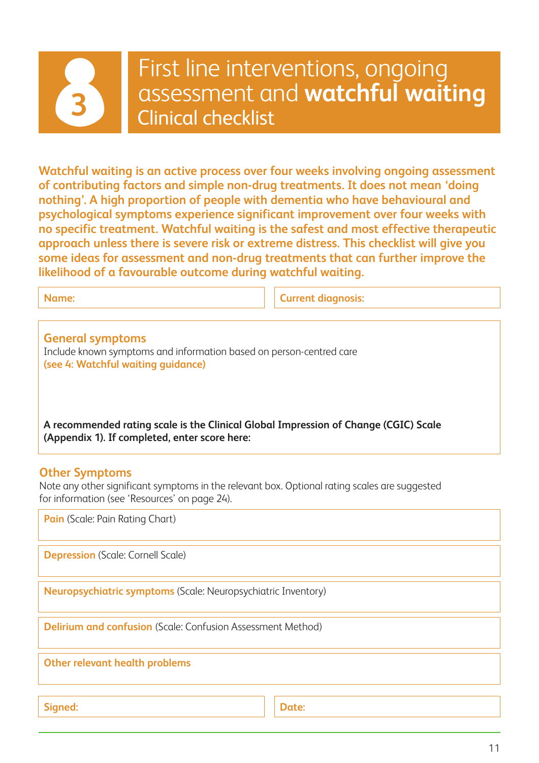# 3 First line interventions, ongoing assessment and **watchful waiting**

## Clinical checklist

**Watchful waiting is an active process over four weeks involving ongoing assessment of contributing factors and simple non-drug treatments. It does not mean 'doing nothing'. A high proportion of people with dementia who have behavioural and psychological symptoms experience significant improvement over four weeks with no specific treatment. Watchful waiting is the safest and most effective therapeutic approach unless there is severe risk or extreme distress. This checklist will give you some ideas for assessment and non-drug treatments that can further improve the likelihood of a favourable outcome during watchful waiting.**

| **Name:** | **Current diagnosis:** |
|---|---|

### General symptoms

Include known symptoms and information based on person-centred care
**(see 4: Watchful waiting guidance)**

**A recommended rating scale is the Clinical Global Impression of Change (CGIC) Scale (Appendix 1). If completed, enter score here:**

### Other Symptoms

Note any other significant symptoms in the relevant box. Optional rating scales are suggested for information (see 'Resources' on page 24).

**Pain** (Scale: Pain Rating Chart)

**Depression** (Scale: Cornell Scale)

**Neuropsychiatric symptoms** (Scale: Neuropsychiatric Inventory)

**Delirium and confusion** (Scale: Confusion Assessment Method)

**Other relevant health problems**

| **Signed:** | **Date:** |
|---|---|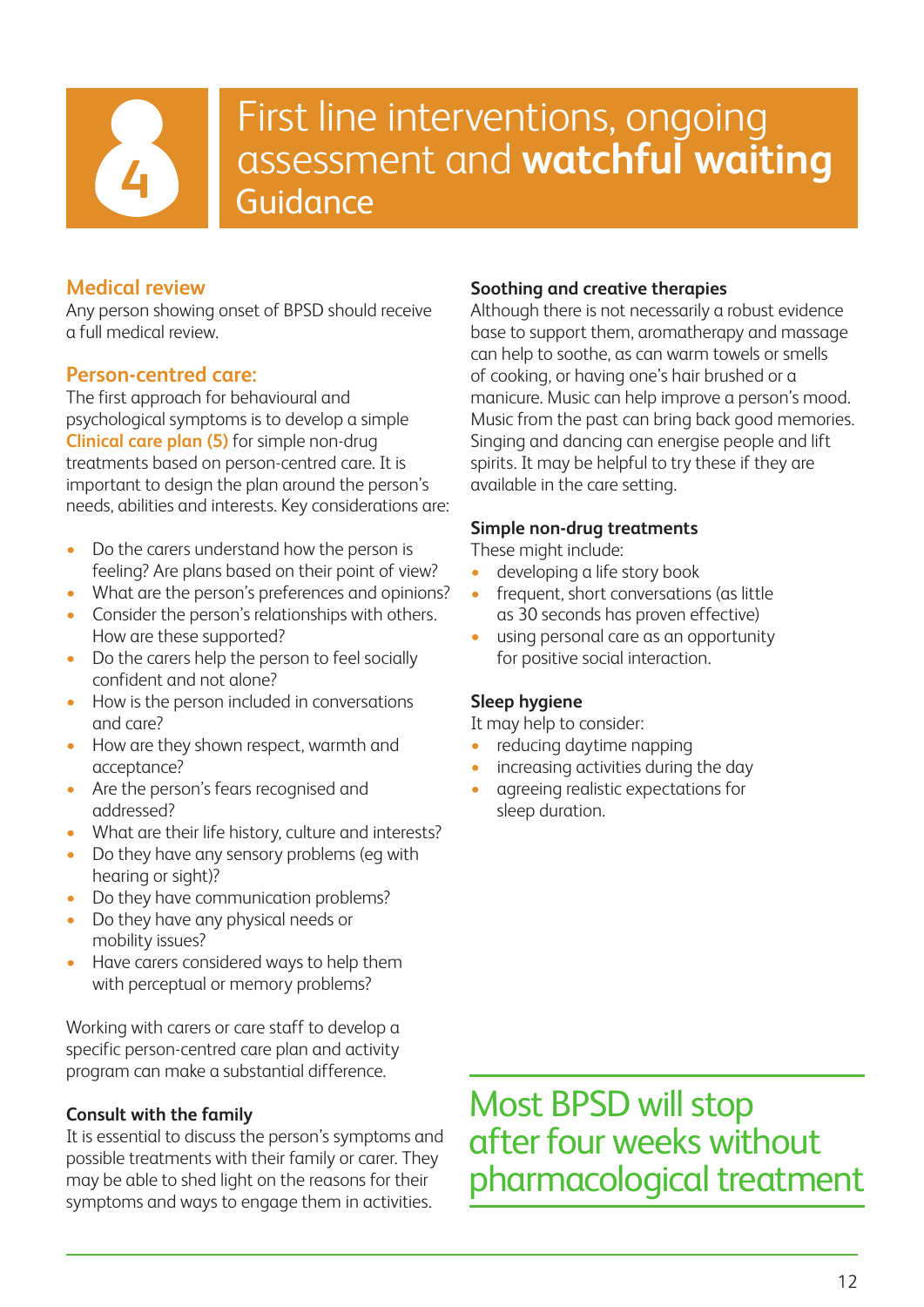# 4 First line interventions, ongoing assessment and **watchful waiting** Guidance

## Medical review

Any person showing onset of BPSD should receive a full medical review.

## Person-centred care:

The first approach for behavioural and psychological symptoms is to develop a simple **Clinical care plan (5)** for simple non-drug treatments based on person-centred care. It is important to design the plan around the person's needs, abilities and interests. Key considerations are:

- Do the carers understand how the person is feeling? Are plans based on their point of view?
- What are the person's preferences and opinions?
- Consider the person's relationships with others. How are these supported?
- Do the carers help the person to feel socially confident and not alone?
- How is the person included in conversations and care?
- How are they shown respect, warmth and acceptance?
- Are the person's fears recognised and addressed?
- What are their life history, culture and interests?
- Do they have any sensory problems (eg with hearing or sight)?
- Do they have communication problems?
- Do they have any physical needs or mobility issues?
- Have carers considered ways to help them with perceptual or memory problems?

Working with carers or care staff to develop a specific person-centred care plan and activity program can make a substantial difference.

### Consult with the family

It is essential to discuss the person's symptoms and possible treatments with their family or carer. They may be able to shed light on the reasons for their symptoms and ways to engage them in activities.

### Soothing and creative therapies

Although there is not necessarily a robust evidence base to support them, aromatherapy and massage can help to soothe, as can warm towels or smells of cooking, or having one's hair brushed or a manicure. Music can help improve a person's mood. Music from the past can bring back good memories. Singing and dancing can energise people and lift spirits. It may be helpful to try these if they are available in the care setting.

### Simple non-drug treatments

These might include:

- developing a life story book
- frequent, short conversations (as little as 30 seconds has proven effective)
- using personal care as an opportunity for positive social interaction.

### Sleep hygiene

It may help to consider:

- reducing daytime napping
- increasing activities during the day
- agreeing realistic expectations for sleep duration.

**Most BPSD will stop after four weeks without pharmacological treatment**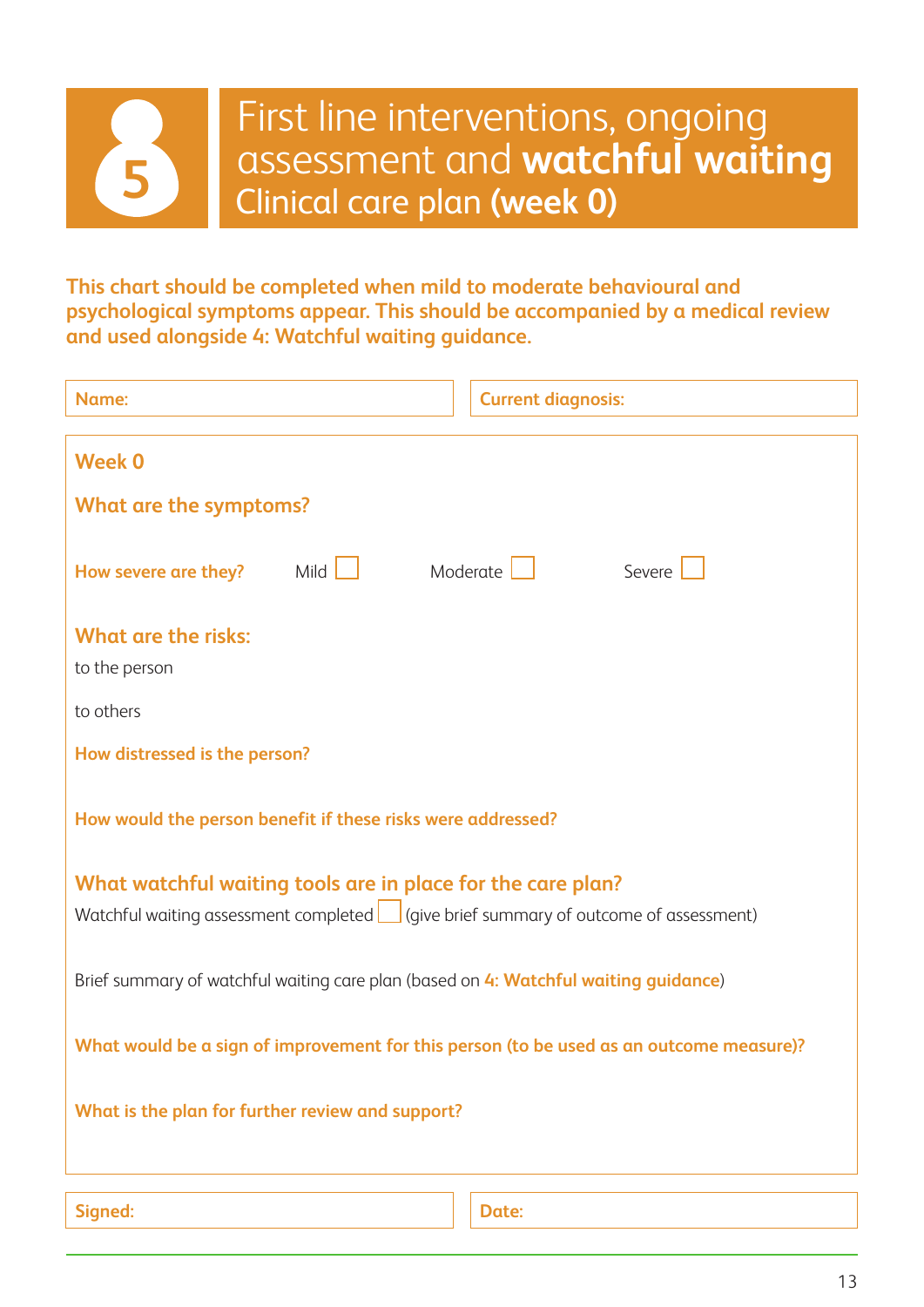# 5 First line interventions, ongoing assessment and **watchful waiting**

## Clinical care plan **(week 0)**

**This chart should be completed when mild to moderate behavioural and psychological symptoms appear. This should be accompanied by a medical review and used alongside 4: Watchful waiting guidance.**

| **Name:** | **Current diagnosis:** |
|---|---|

### Week 0

### What are the symptoms?

**How severe are they?** Mild ☐ Moderate ☐ Severe ☐

### What are the risks:

to the person

to others

**How distressed is the person?**

**How would the person benefit if these risks were addressed?**

### What watchful waiting tools are in place for the care plan?

Watchful waiting assessment completed ☐ (give brief summary of outcome of assessment)

Brief summary of watchful waiting care plan (based on **4: Watchful waiting guidance**)

**What would be a sign of improvement for this person (to be used as an outcome measure)?**

**What is the plan for further review and support?**

| **Signed:** | **Date:** |
|---|---|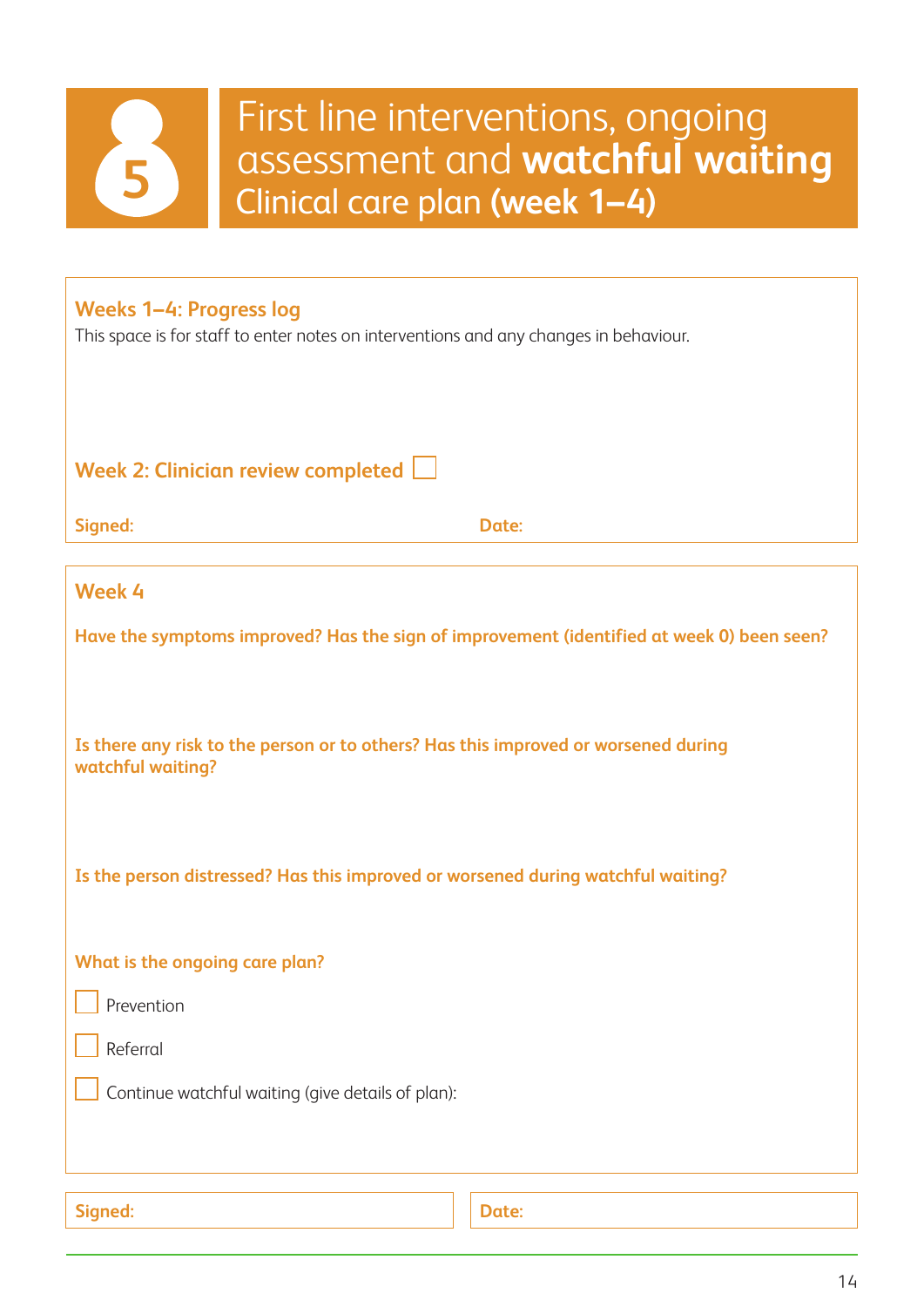# 5 First line interventions, ongoing assessment and **watchful waiting**

## Clinical care plan **(week 1–4)**

### Weeks 1–4: Progress log

This space is for staff to enter notes on interventions and any changes in behaviour.

**Week 2: Clinician review completed** ☐

**Signed:** **Date:**

### Week 4

**Have the symptoms improved? Has the sign of improvement (identified at week 0) been seen?**

**Is there any risk to the person or to others? Has this improved or worsened during watchful waiting?**

**Is the person distressed? Has this improved or worsened during watchful waiting?**

**What is the ongoing care plan?**

☐ Prevention

☐ Referral

☐ Continue watchful waiting (give details of plan):

**Signed:** **Date:**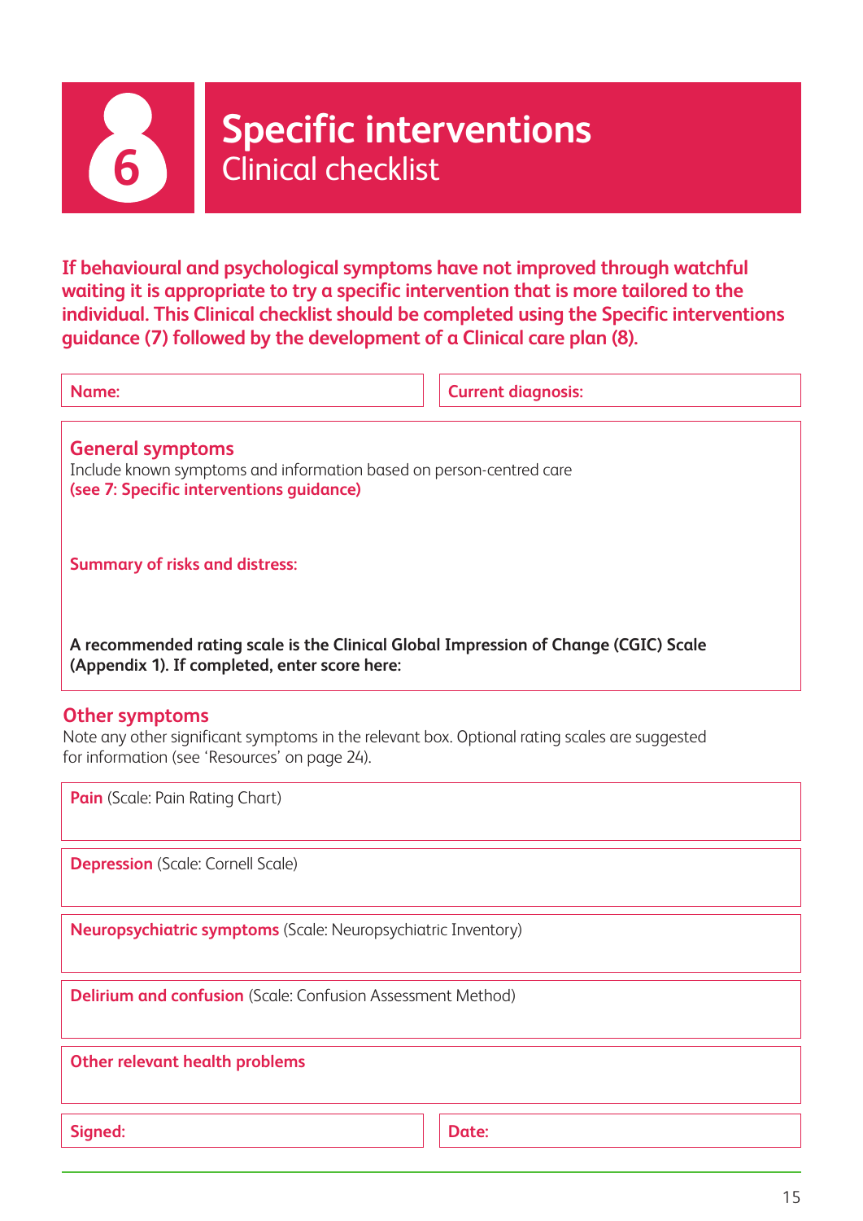# 6 Specific interventions

## Clinical checklist

**If behavioural and psychological symptoms have not improved through watchful waiting it is appropriate to try a specific intervention that is more tailored to the individual. This Clinical checklist should be completed using the Specific interventions guidance (7) followed by the development of a Clinical care plan (8).**

| **Name:** | **Current diagnosis:** |
|---|---|

### General symptoms

Include known symptoms and information based on person-centred care
**(see 7: Specific interventions guidance)**

**Summary of risks and distress:**

**A recommended rating scale is the Clinical Global Impression of Change (CGIC) Scale (Appendix 1). If completed, enter score here:**

### Other symptoms

Note any other significant symptoms in the relevant box. Optional rating scales are suggested for information (see 'Resources' on page 24).

**Pain** (Scale: Pain Rating Chart)

**Depression** (Scale: Cornell Scale)

**Neuropsychiatric symptoms** (Scale: Neuropsychiatric Inventory)

**Delirium and confusion** (Scale: Confusion Assessment Method)

**Other relevant health problems**

| **Signed:** | **Date:** |
|---|---|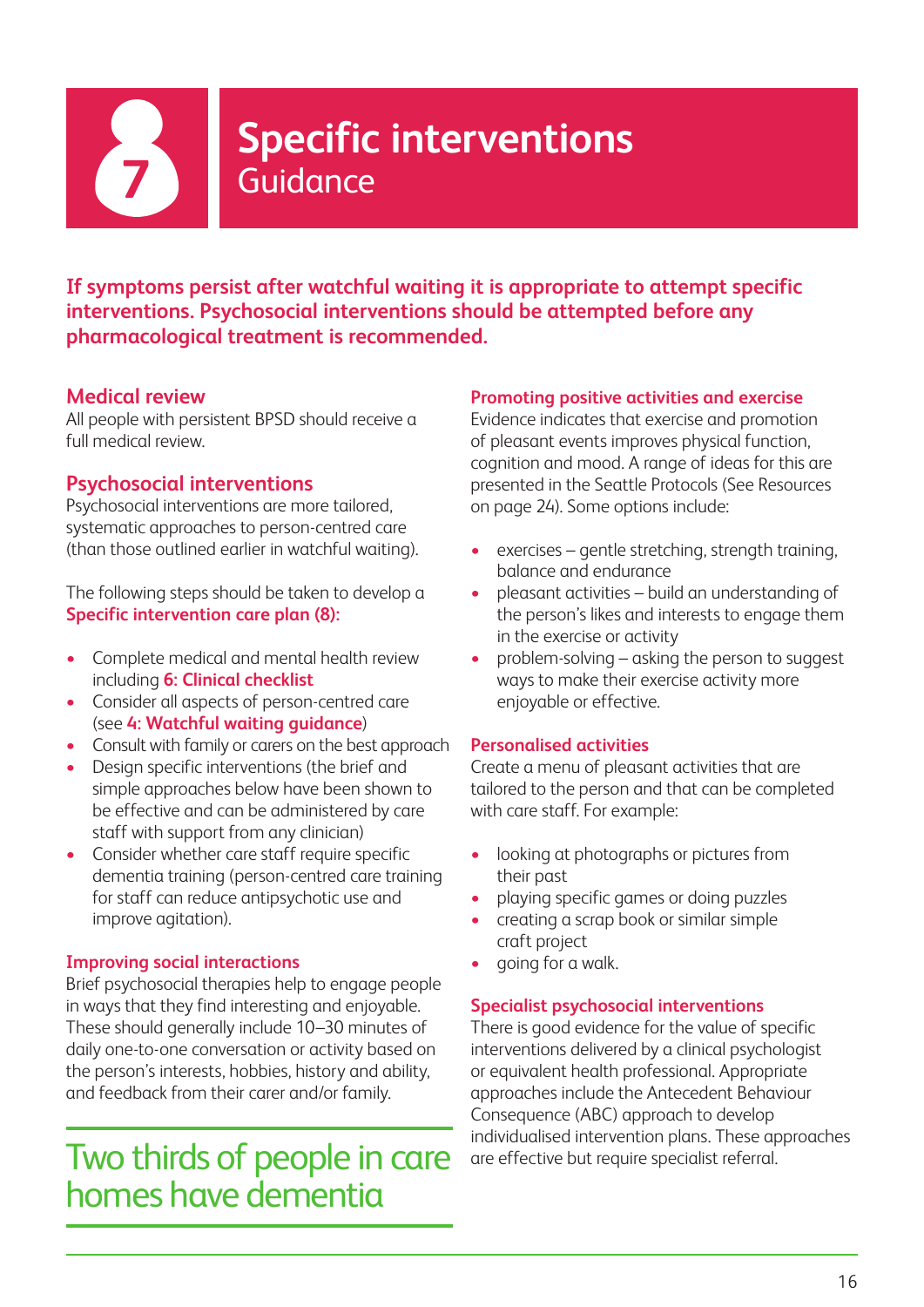# 7 Specific interventions

## Guidance

**If symptoms persist after watchful waiting it is appropriate to attempt specific interventions. Psychosocial interventions should be attempted before any pharmacological treatment is recommended.**

### Medical review

All people with persistent BPSD should receive a full medical review.

### Psychosocial interventions

Psychosocial interventions are more tailored, systematic approaches to person-centred care (than those outlined earlier in watchful waiting).

The following steps should be taken to develop a **Specific intervention care plan (8):**

- Complete medical and mental health review including **6: Clinical checklist**
- Consider all aspects of person-centred care (see **4: Watchful waiting guidance**)
- Consult with family or carers on the best approach
- Design specific interventions (the brief and simple approaches below have been shown to be effective and can be administered by care staff with support from any clinician)
- Consider whether care staff require specific dementia training (person-centred care training for staff can reduce antipsychotic use and improve agitation).

#### Improving social interactions

Brief psychosocial therapies help to engage people in ways that they find interesting and enjoyable. These should generally include 10–30 minutes of daily one-to-one conversation or activity based on the person's interests, hobbies, history and ability, and feedback from their carer and/or family.

> Two thirds of people in care homes have dementia

#### Promoting positive activities and exercise

Evidence indicates that exercise and promotion of pleasant events improves physical function, cognition and mood. A range of ideas for this are presented in the Seattle Protocols (See Resources on page 24). Some options include:

- exercises – gentle stretching, strength training, balance and endurance
- pleasant activities – build an understanding of the person's likes and interests to engage them in the exercise or activity
- problem-solving – asking the person to suggest ways to make their exercise activity more enjoyable or effective.

#### Personalised activities

Create a menu of pleasant activities that are tailored to the person and that can be completed with care staff. For example:

- looking at photographs or pictures from their past
- playing specific games or doing puzzles
- creating a scrap book or similar simple craft project
- going for a walk.

#### Specialist psychosocial interventions

There is good evidence for the value of specific interventions delivered by a clinical psychologist or equivalent health professional. Appropriate approaches include the Antecedent Behaviour Consequence (ABC) approach to develop individualised intervention plans. These approaches are effective but require specialist referral.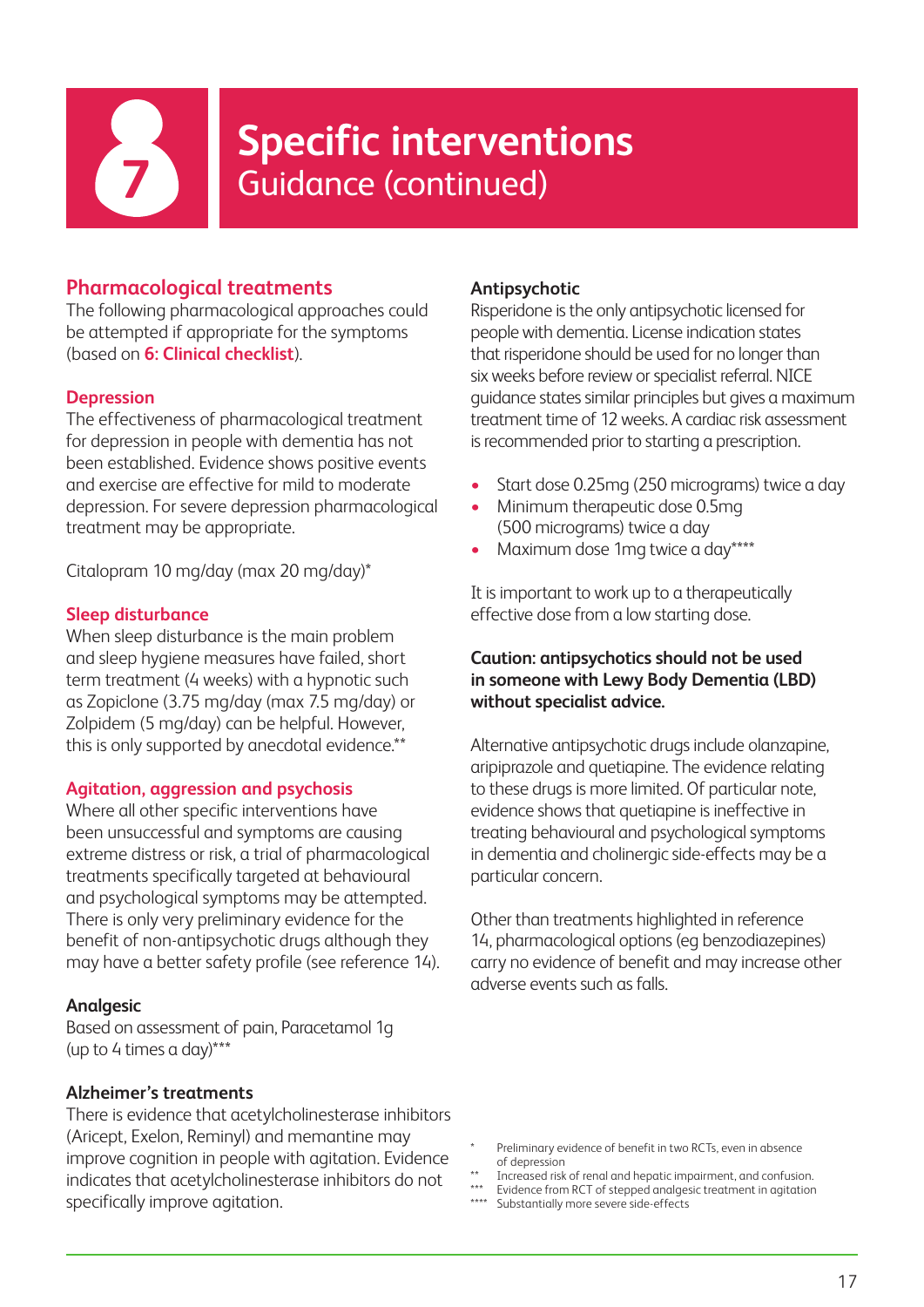# 7 Specific interventions

## Guidance (continued)

### Pharmacological treatments

The following pharmacological approaches could be attempted if appropriate for the symptoms (based on **6: Clinical checklist**).

#### Depression

The effectiveness of pharmacological treatment for depression in people with dementia has not been established. Evidence shows positive events and exercise are effective for mild to moderate depression. For severe depression pharmacological treatment may be appropriate.

Citalopram 10 mg/day (max 20 mg/day)*

#### Sleep disturbance

When sleep disturbance is the main problem and sleep hygiene measures have failed, short term treatment (4 weeks) with a hypnotic such as Zopiclone (3.75 mg/day (max 7.5 mg/day) or Zolpidem (5 mg/day) can be helpful. However, this is only supported by anecdotal evidence.**

#### Agitation, aggression and psychosis

Where all other specific interventions have been unsuccessful and symptoms are causing extreme distress or risk, a trial of pharmacological treatments specifically targeted at behavioural and psychological symptoms may be attempted. There is only very preliminary evidence for the benefit of non-antipsychotic drugs although they may have a better safety profile (see reference 14).

#### Analgesic

Based on assessment of pain, Paracetamol 1g (up to 4 times a day)***

#### Alzheimer's treatments

There is evidence that acetylcholinesterase inhibitors (Aricept, Exelon, Reminyl) and memantine may improve cognition in people with agitation. Evidence indicates that acetylcholinesterase inhibitors do not specifically improve agitation.

#### Antipsychotic

Risperidone is the only antipsychotic licensed for people with dementia. License indication states that risperidone should be used for no longer than six weeks before review or specialist referral. NICE guidance states similar principles but gives a maximum treatment time of 12 weeks. A cardiac risk assessment is recommended prior to starting a prescription.

- Start dose 0.25mg (250 micrograms) twice a day
- Minimum therapeutic dose 0.5mg (500 micrograms) twice a day
- Maximum dose 1mg twice a day****

It is important to work up to a therapeutically effective dose from a low starting dose.

**Caution: antipsychotics should not be used in someone with Lewy Body Dementia (LBD) without specialist advice.**

Alternative antipsychotic drugs include olanzapine, aripiprazole and quetiapine. The evidence relating to these drugs is more limited. Of particular note, evidence shows that quetiapine is ineffective in treating behavioural and psychological symptoms in dementia and cholinergic side-effects may be a particular concern.

Other than treatments highlighted in reference 14, pharmacological options (eg benzodiazepines) carry no evidence of benefit and may increase other adverse events such as falls.

\* Preliminary evidence of benefit in two RCTs, even in absence of depression

\** Increased risk of renal and hepatic impairment, and confusion.

\*** Evidence from RCT of stepped analgesic treatment in agitation

\**** Substantially more severe side-effects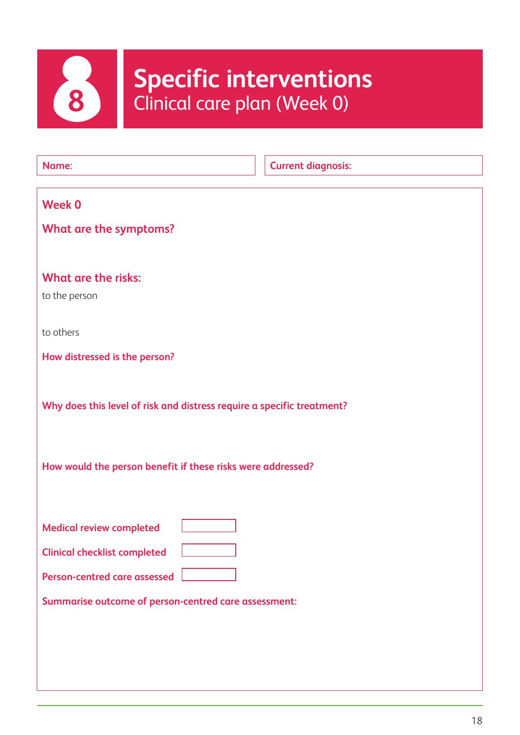# 8 Specific interventions

## Clinical care plan (Week 0)

**Name:**

**Current diagnosis:**

### Week 0

### What are the symptoms?

### What are the risks:

to the person

to others

**How distressed is the person?**

**Why does this level of risk and distress require a specific treatment?**

**How would the person benefit if these risks were addressed?**

**Medical review completed** ☐

**Clinical checklist completed** ☐

**Person-centred care assessed** ☐

**Summarise outcome of person-centred care assessment:**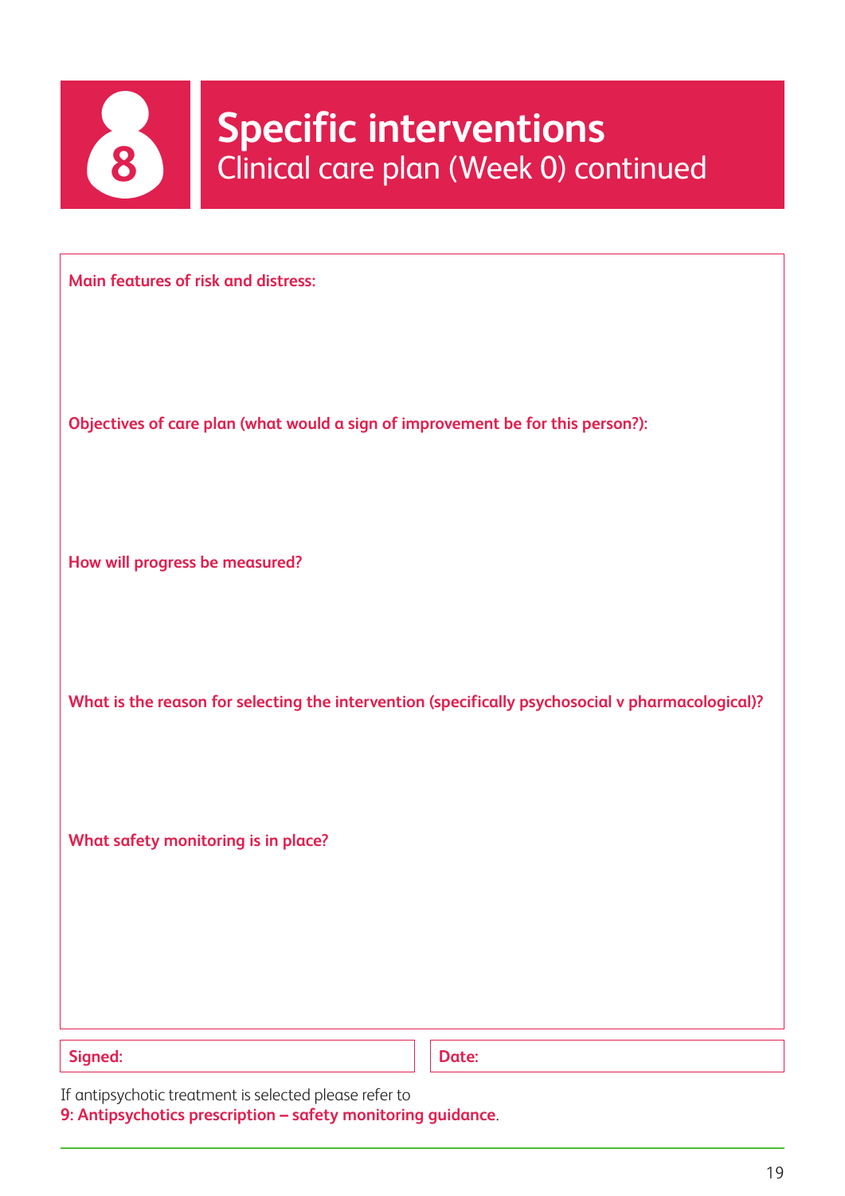# 8 Specific interventions

## Clinical care plan (Week 0) continued

**Main features of risk and distress:**

**Objectives of care plan (what would a sign of improvement be for this person?):**

**How will progress be measured?**

**What is the reason for selecting the intervention (specifically psychosocial v pharmacological)?**

**What safety monitoring is in place?**

| **Signed:** | **Date:** |
| --- | --- |

If antipsychotic treatment is selected please refer to
**9: Antipsychotics prescription – safety monitoring guidance**.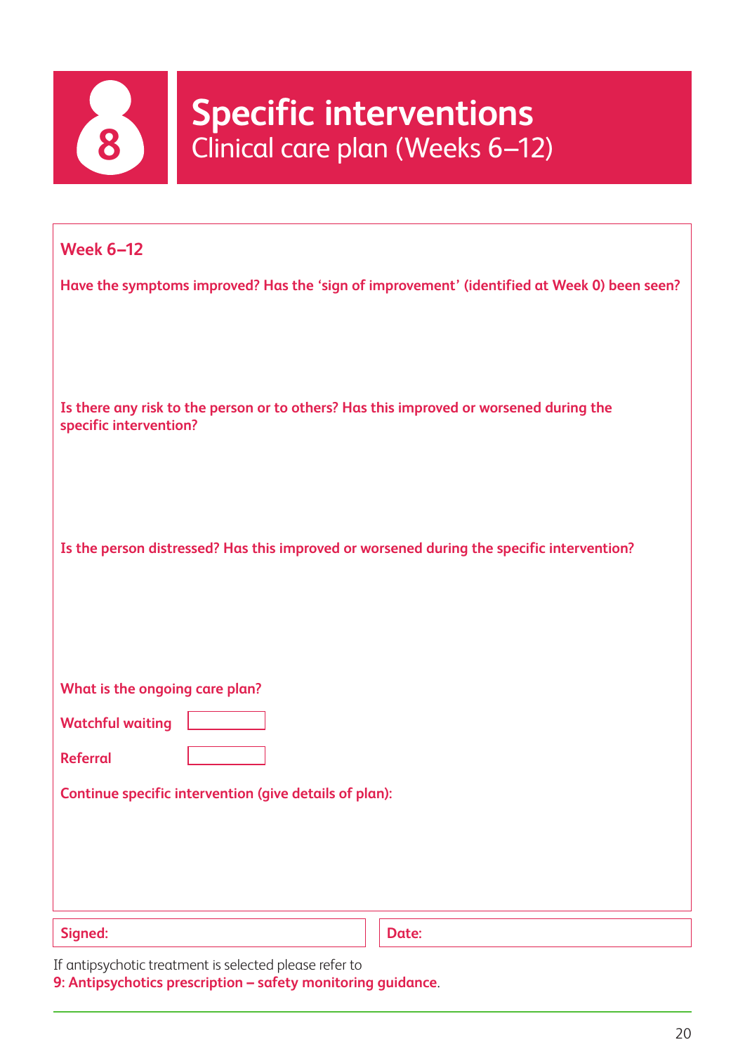# 8 Specific interventions

## Clinical care plan (Weeks 6–12)

### Week 6–12

**Have the symptoms improved? Has the 'sign of improvement' (identified at Week 0) been seen?**

**Is there any risk to the person or to others? Has this improved or worsened during the specific intervention?**

**Is the person distressed? Has this improved or worsened during the specific intervention?**

**What is the ongoing care plan?**

**Watchful waiting** ☐

**Referral** ☐

**Continue specific intervention (give details of plan):**

| **Signed:** | **Date:** |
|---|---|

If antipsychotic treatment is selected please refer to
**9: Antipsychotics prescription – safety monitoring guidance**.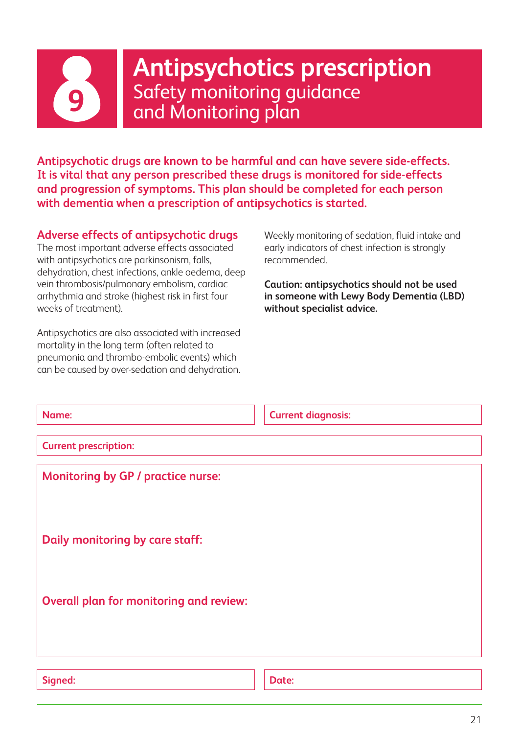# 9 Antipsychotics prescription

## Safety monitoring guidance and Monitoring plan

**Antipsychotic drugs are known to be harmful and can have severe side-effects. It is vital that any person prescribed these drugs is monitored for side-effects and progression of symptoms. This plan should be completed for each person with dementia when a prescription of antipsychotics is started.**

### Adverse effects of antipsychotic drugs

The most important adverse effects associated with antipsychotics are parkinsonism, falls, dehydration, chest infections, ankle oedema, deep vein thrombosis/pulmonary embolism, cardiac arrhythmia and stroke (highest risk in first four weeks of treatment).

Antipsychotics are also associated with increased mortality in the long term (often related to pneumonia and thrombo-embolic events) which can be caused by over-sedation and dehydration.

Weekly monitoring of sedation, fluid intake and early indicators of chest infection is strongly recommended.

**Caution: antipsychotics should not be used in someone with Lewy Body Dementia (LBD) without specialist advice.**

| Name: | Current diagnosis: |
|---|---|

| Current prescription: |
|---|

**Monitoring by GP / practice nurse:**

**Daily monitoring by care staff:**

**Overall plan for monitoring and review:**

| Signed: | Date: |
|---|---|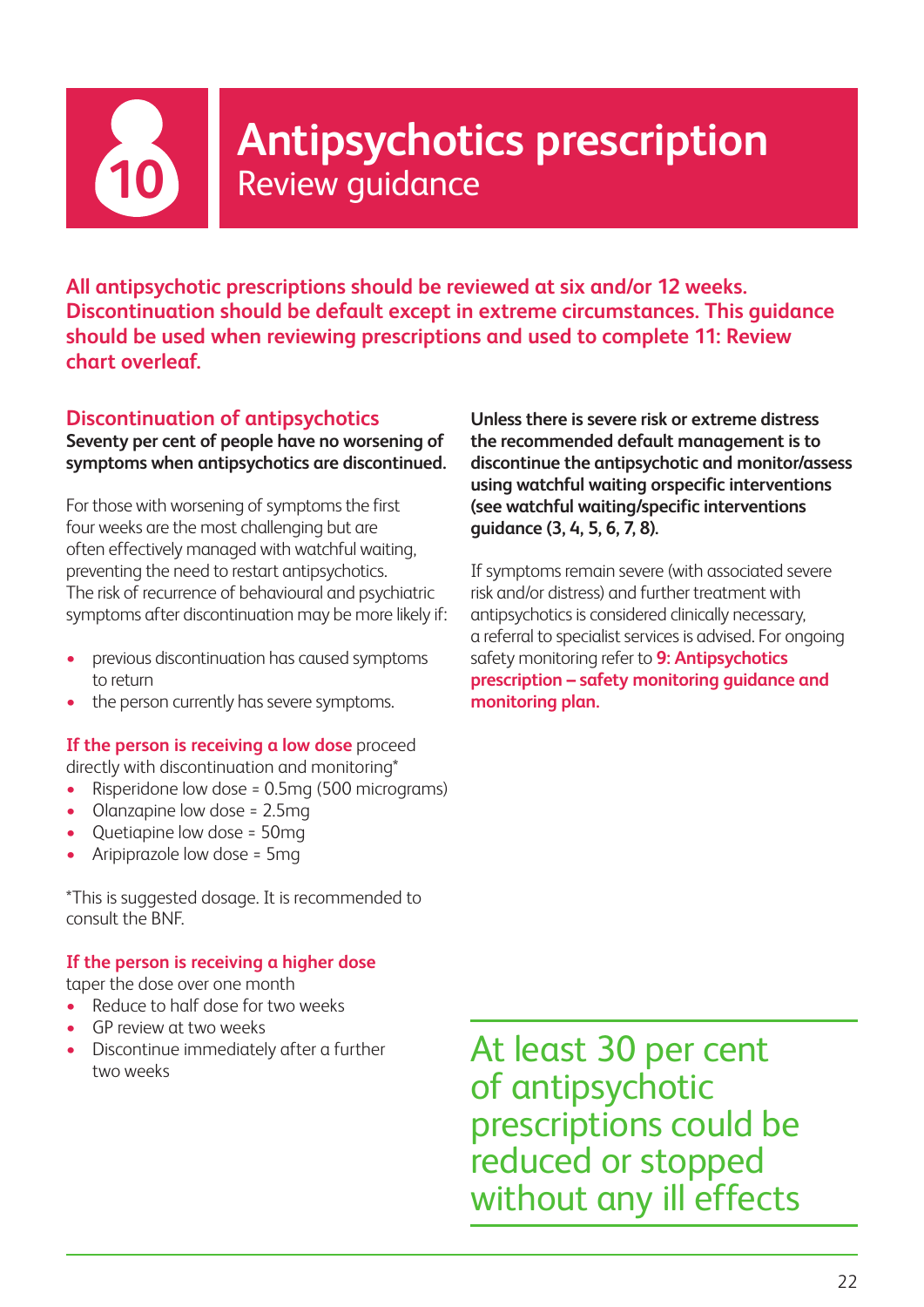# 10 Antipsychotics prescription
## Review guidance

**All antipsychotic prescriptions should be reviewed at six and/or 12 weeks. Discontinuation should be default except in extreme circumstances. This guidance should be used when reviewing prescriptions and used to complete 11: Review chart overleaf.**

### Discontinuation of antipsychotics

**Seventy per cent of people have no worsening of symptoms when antipsychotics are discontinued.**

For those with worsening of symptoms the first four weeks are the most challenging but are often effectively managed with watchful waiting, preventing the need to restart antipsychotics. The risk of recurrence of behavioural and psychiatric symptoms after discontinuation may be more likely if:

- previous discontinuation has caused symptoms to return
- the person currently has severe symptoms.

**If the person is receiving a low dose** proceed directly with discontinuation and monitoring*

- Risperidone low dose = 0.5mg (500 micrograms)
- Olanzapine low dose = 2.5mg
- Quetiapine low dose = 50mg
- Aripiprazole low dose = 5mg

*This is suggested dosage. It is recommended to consult the BNF.

**If the person is receiving a higher dose**
taper the dose over one month

- Reduce to half dose for two weeks
- GP review at two weeks
- Discontinue immediately after a further two weeks

**Unless there is severe risk or extreme distress the recommended default management is to discontinue the antipsychotic and monitor/assess using watchful waiting orspecific interventions (see watchful waiting/specific interventions guidance (3, 4, 5, 6, 7, 8).**

If symptoms remain severe (with associated severe risk and/or distress) and further treatment with antipsychotics is considered clinically necessary, a referral to specialist services is advised. For ongoing safety monitoring refer to **9: Antipsychotics prescription – safety monitoring guidance and monitoring plan.**

At least 30 per cent of antipsychotic prescriptions could be reduced or stopped without any ill effects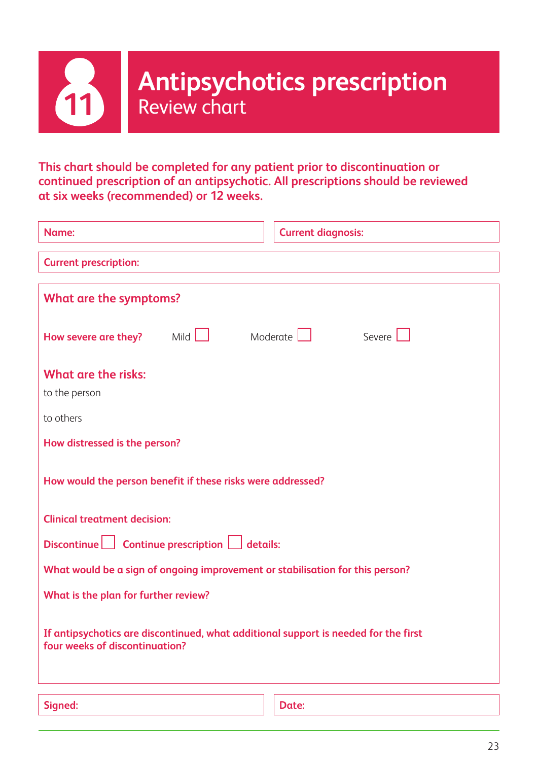# Antipsychotics prescription

## Review chart

**This chart should be completed for any patient prior to discontinuation or continued prescription of an antipsychotic. All prescriptions should be reviewed at six weeks (recommended) or 12 weeks.**

**Name:**

**Current diagnosis:**

**Current prescription:**

### What are the symptoms?

**How severe are they?** Mild ☐ Moderate ☐ Severe ☐

### What are the risks:

to the person

to others

**How distressed is the person?**

**How would the person benefit if these risks were addressed?**

**Clinical treatment decision:**

**Discontinue** ☐ **Continue prescription** ☐ **details:**

**What would be a sign of ongoing improvement or stabilisation for this person?**

**What is the plan for further review?**

**If antipsychotics are discontinued, what additional support is needed for the first four weeks of discontinuation?**

**Signed:**

**Date:**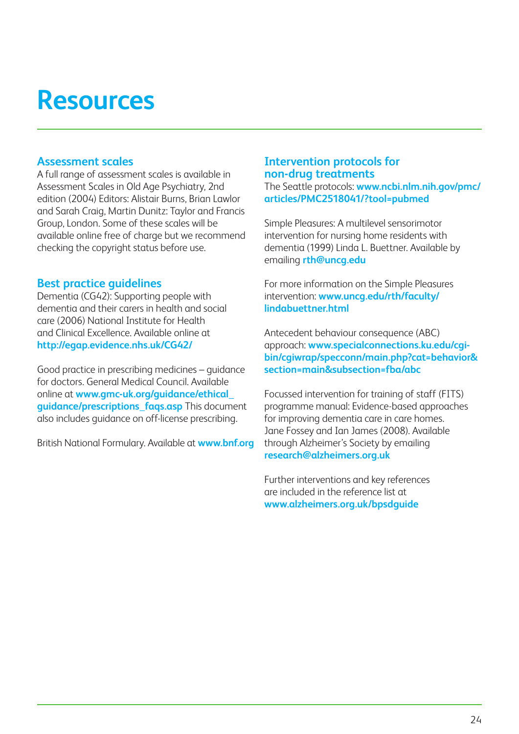# Resources

## Assessment scales

A full range of assessment scales is available in Assessment Scales in Old Age Psychiatry, 2nd edition (2004) Editors: Alistair Burns, Brian Lawlor and Sarah Craig, Martin Dunitz: Taylor and Francis Group, London. Some of these scales will be available online free of charge but we recommend checking the copyright status before use.

## Best practice guidelines

Dementia (CG42): Supporting people with dementia and their carers in health and social care (2006) National Institute for Health and Clinical Excellence. Available online at **http://egap.evidence.nhs.uk/CG42/**

Good practice in prescribing medicines – guidance for doctors. General Medical Council. Available online at **www.gmc-uk.org/guidance/ethical_guidance/prescriptions_faqs.asp** This document also includes guidance on off-license prescribing.

British National Formulary. Available at **www.bnf.org**

## Intervention protocols for non-drug treatments

The Seattle protocols: **www.ncbi.nlm.nih.gov/pmc/articles/PMC2518041/?tool=pubmed**

Simple Pleasures: A multilevel sensorimotor intervention for nursing home residents with dementia (1999) Linda L. Buettner. Available by emailing **rth@uncg.edu**

For more information on the Simple Pleasures intervention: **www.uncg.edu/rth/faculty/lindabuettner.html**

Antecedent behaviour consequence (ABC) approach: **www.specialconnections.ku.edu/cgi-bin/cgiwrap/specconn/main.php?cat=behavior&section=main&subsection=fba/abc**

Focussed intervention for training of staff (FITS) programme manual: Evidence-based approaches for improving dementia care in care homes. Jane Fossey and Ian James (2008). Available through Alzheimer's Society by emailing **research@alzheimers.org.uk**

Further interventions and key references are included in the reference list at **www.alzheimers.org.uk/bpsdguide**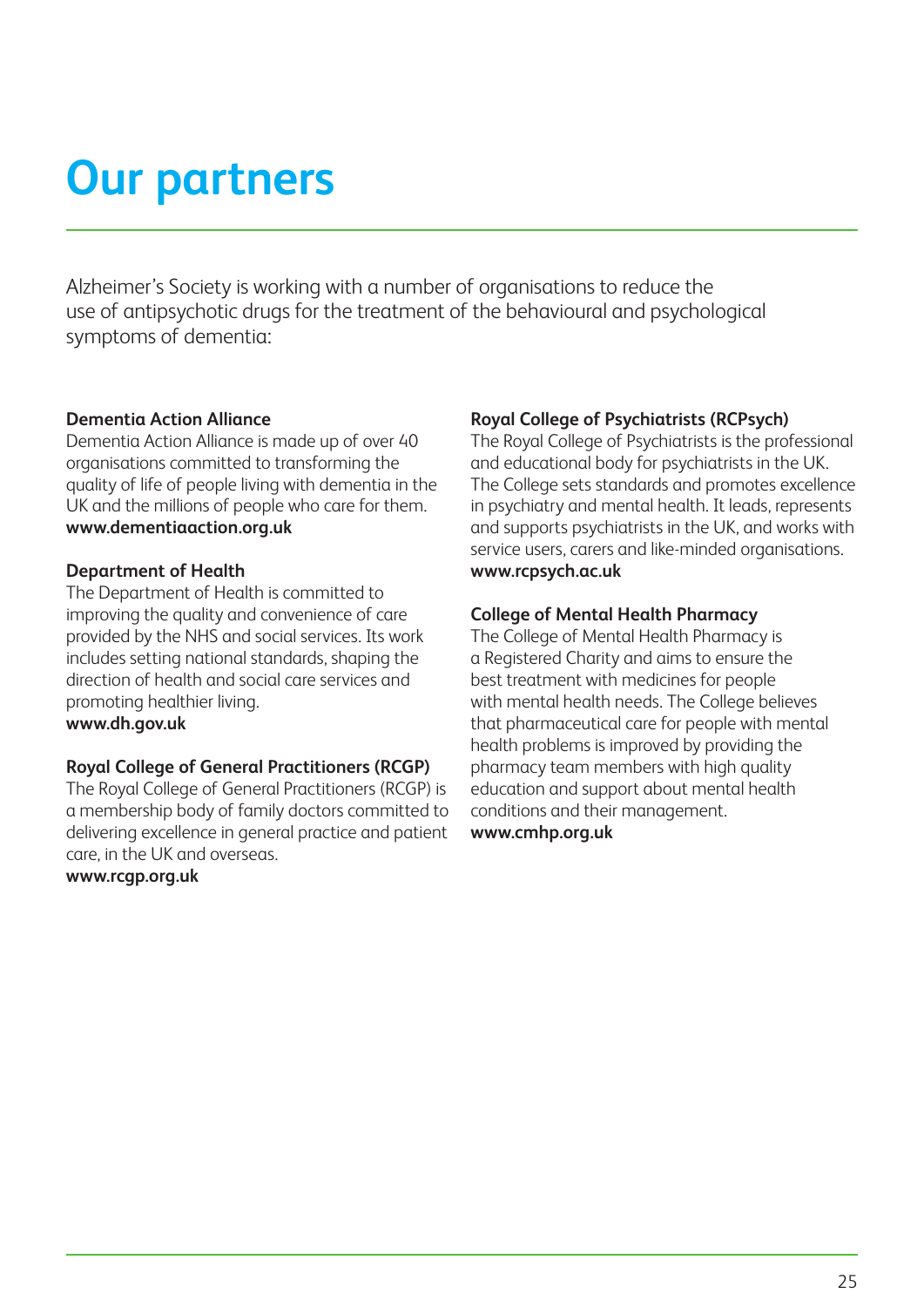# Our partners

Alzheimer's Society is working with a number of organisations to reduce the use of antipsychotic drugs for the treatment of the behavioural and psychological symptoms of dementia:

**Dementia Action Alliance**
Dementia Action Alliance is made up of over 40 organisations committed to transforming the quality of life of people living with dementia in the UK and the millions of people who care for them.
**www.dementiaaction.org.uk**

**Department of Health**
The Department of Health is committed to improving the quality and convenience of care provided by the NHS and social services. Its work includes setting national standards, shaping the direction of health and social care services and promoting healthier living.
**www.dh.gov.uk**

**Royal College of General Practitioners (RCGP)**
The Royal College of General Practitioners (RCGP) is a membership body of family doctors committed to delivering excellence in general practice and patient care, in the UK and overseas.
**www.rcgp.org.uk**

**Royal College of Psychiatrists (RCPsych)**
The Royal College of Psychiatrists is the professional and educational body for psychiatrists in the UK. The College sets standards and promotes excellence in psychiatry and mental health. It leads, represents and supports psychiatrists in the UK, and works with service users, carers and like-minded organisations.
**www.rcpsych.ac.uk**

**College of Mental Health Pharmacy**
The College of Mental Health Pharmacy is a Registered Charity and aims to ensure the best treatment with medicines for people with mental health needs. The College believes that pharmaceutical care for people with mental health problems is improved by providing the pharmacy team members with high quality education and support about mental health conditions and their management.
**www.cmhp.org.uk**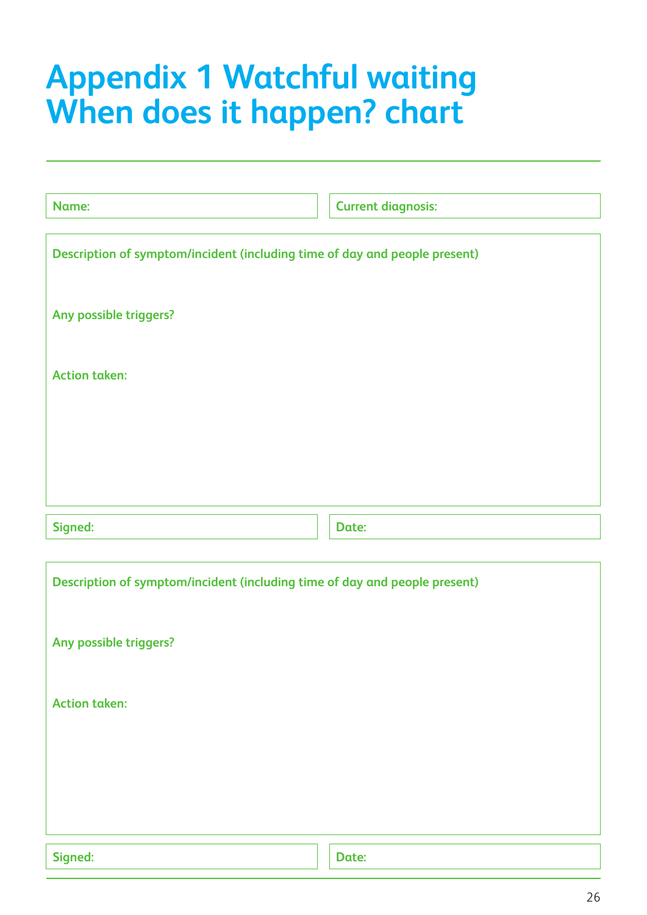# Appendix 1 Watchful waiting When does it happen? chart

**Name:**

**Current diagnosis:**

**Description of symptom/incident (including time of day and people present)**

**Any possible triggers?**

**Action taken:**

**Signed:**

**Date:**

**Description of symptom/incident (including time of day and people present)**

**Any possible triggers?**

**Action taken:**

**Signed:**

**Date:**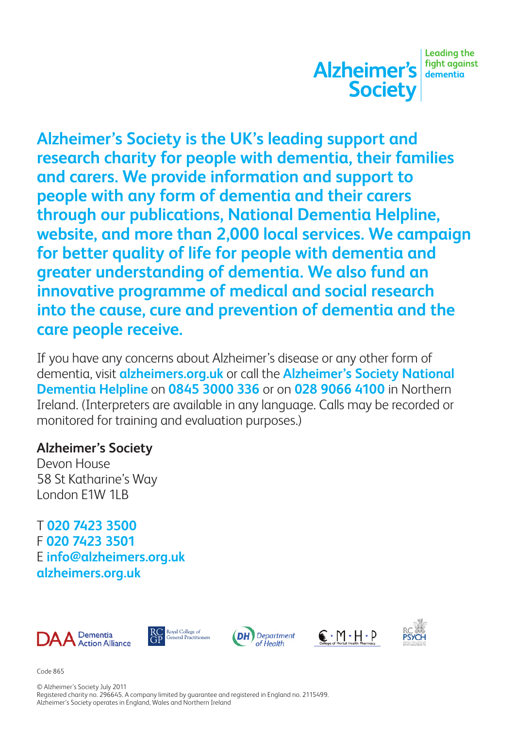Alzheimer's Society

Leading the fight against dementia

**Alzheimer's Society is the UK's leading support and research charity for people with dementia, their families and carers. We provide information and support to people with any form of dementia and their carers through our publications, National Dementia Helpline, website, and more than 2,000 local services. We campaign for better quality of life for people with dementia and greater understanding of dementia. We also fund an innovative programme of medical and social research into the cause, cure and prevention of dementia and the care people receive.**

If you have any concerns about Alzheimer's disease or any other form of dementia, visit **alzheimers.org.uk** or call the **Alzheimer's Society National Dementia Helpline** on **0845 3000 336** or on **028 9066 4100** in Northern Ireland. (Interpreters are available in any language. Calls may be recorded or monitored for training and evaluation purposes.)

**Alzheimer's Society**
Devon House
58 St Katharine's Way
London E1W 1LB

T **020 7423 3500**
F **020 7423 3501**
E **info@alzheimers.org.uk**
**alzheimers.org.uk**

Dementia Action Alliance | Royal College of General Practitioners | Department of Health | College of Mental Health Pharmacy | Royal College of Psychiatrists

Code 865

© Alzheimer's Society July 2011
Registered charity no. 296645. A company limited by guarantee and registered in England no. 2115499.
Alzheimer's Society operates in England, Wales and Northern Ireland